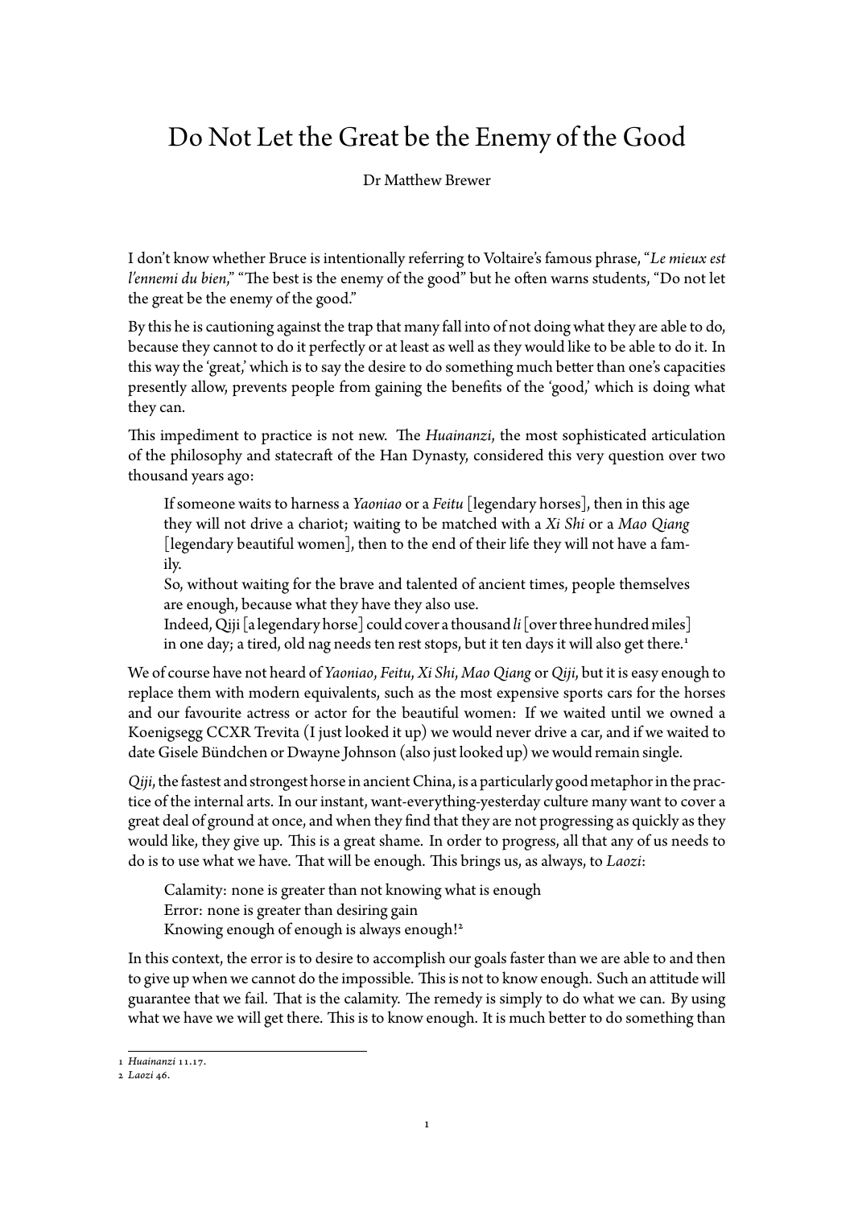# Do Not Let the Great be the Enemy of the Good

Dr Matthew Brewer

I don't know whether Bruce is intentionally referring to Voltaire's famous phrase, "*Le mieux est l'ennemi du bien*," "The best is the enemy of the good" but he often warns students, "Do not let the great be the enemy of the good."

By this he is cautioning against the trap that many fall into of not doing what they are able to do, because they cannot to do it perfectly or at least as well as they would like to be able to do it. In this way the 'great,' which is to say the desire to do something much better than one's capacities presently allow, prevents people from gaining the benefits of the 'good,' which is doing what they can.

This impediment to practice is not new. The *Huainanzi*, the most sophisticated articulation of the philosophy and statecraft of the Han Dynasty, considered this very question over two thousand years ago:

> If someone waits to harness a *Yaoniao* or a *Feitu* [legendary horses], then in this age they will not drive a chariot; waiting to be matched with a *Xi Shi* or a *Mao Qiang* [legendary beautiful women], then to the end of their life they will not have a family.
>
> So, without waiting for the brave and talented of ancient times, people themselves are enough, because what they have they also use.
>
> Indeed, Qiji [a legendary horse] could cover a thousand *li* [over three hundred miles] in one day; a tired, old nag needs ten rest stops, but it ten days it will also get there.[1]

We of course have not heard of *Yaoniao*, *Feitu*, *Xi Shi*, *Mao Qiang* or *Qiji*, but it is easy enough to replace them with modern equivalents, such as the most expensive sports cars for the horses and our favourite actress or actor for the beautiful women: If we waited until we owned a Koenigsegg CCXR Trevita (I just looked it up) we would never drive a car, and if we waited to date Gisele Bündchen or Dwayne Johnson (also just looked up) we would remain single.

*Qiji*, the fastest and strongest horse in ancient China, is a particularly good metaphor in the practice of the internal arts. In our instant, want-everything-yesterday culture many want to cover a great deal of ground at once, and when they find that they are not progressing as quickly as they would like, they give up. This is a great shame. In order to progress, all that any of us needs to do is to use what we have. That will be enough. This brings us, as always, to *Laozi*:

> Calamity: none is greater than not knowing what is enough
>
> Error: none is greater than desiring gain
>
> Knowing enough of enough is always enough![2]

In this context, the error is to desire to accomplish our goals faster than we are able to and then to give up when we cannot do the impossible. This is not to know enough. Such an attitude will guarantee that we fail. That is the calamity. The remedy is simply to do what we can. By using what we have we will get there. This is to know enough. It is much better to do something than

---

[1] *Huainanzi* 11.17.

[2] *Laozi* 46.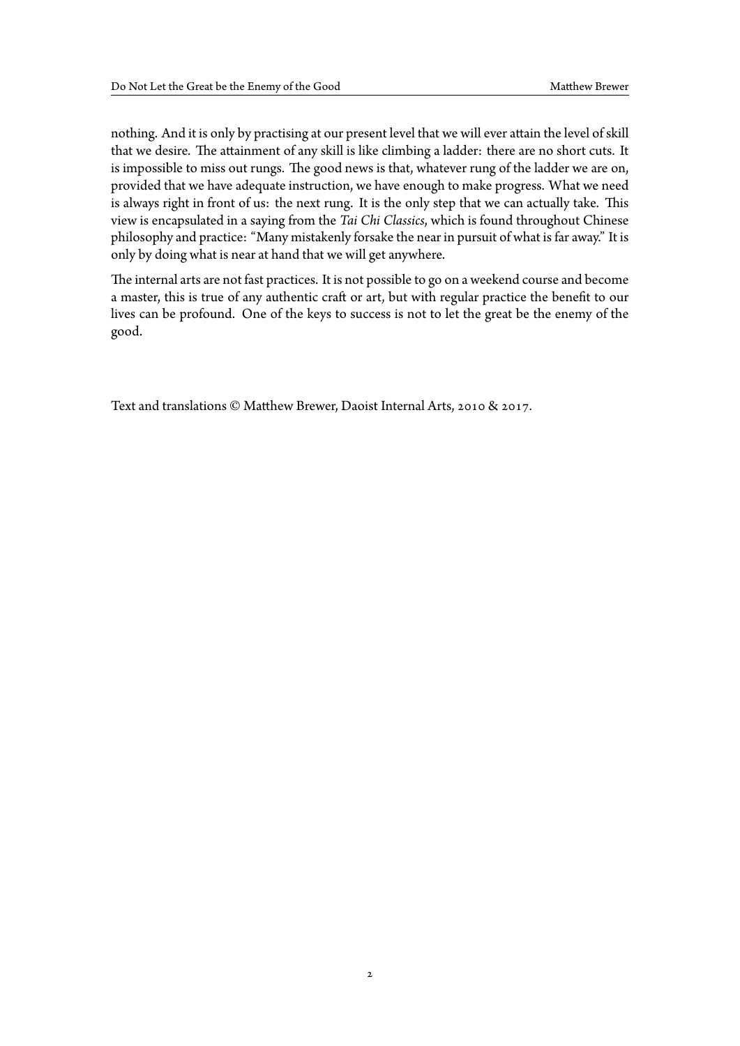nothing. And it is only by practising at our present level that we will ever attain the level of skill that we desire. The attainment of any skill is like climbing a ladder: there are no short cuts. It is impossible to miss out rungs. The good news is that, whatever rung of the ladder we are on, provided that we have adequate instruction, we have enough to make progress. What we need is always right in front of us: the next rung. It is the only step that we can actually take. This view is encapsulated in a saying from the *Tai Chi Classics*, which is found throughout Chinese philosophy and practice: "Many mistakenly forsake the near in pursuit of what is far away." It is only by doing what is near at hand that we will get anywhere.

The internal arts are not fast practices. It is not possible to go on a weekend course and become a master, this is true of any authentic craft or art, but with regular practice the benefit to our lives can be profound. One of the keys to success is not to let the great be the enemy of the good.

Text and translations © Matthew Brewer, Daoist Internal Arts, 2010 & 2017.